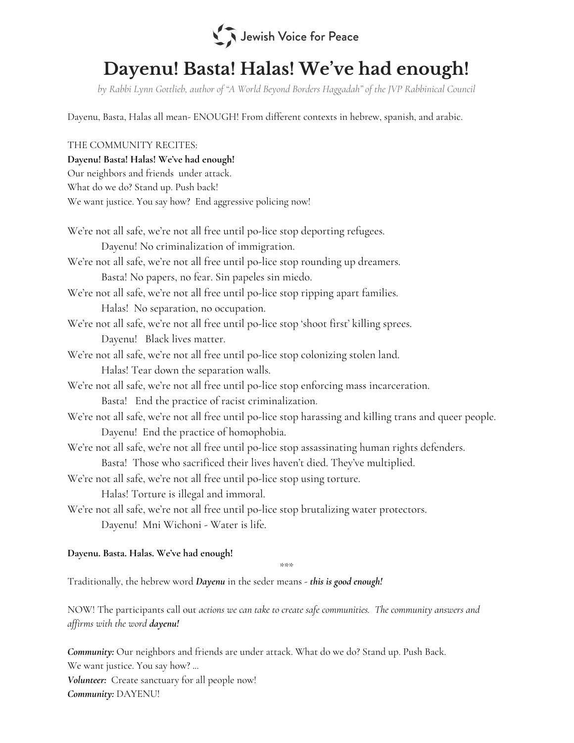Jewish Voice for Peace

# Dayenu! Basta! Halas! We've had enough!

*by Rabbi Lynn Gottlieb, author of "A World Beyond Borders Haggadah" of the JVP Rabbinical Council*

Dayenu, Basta, Halas all mean- ENOUGH! From different contexts in hebrew, spanish, and arabic.

THE COMMUNITY RECITES:

**Dayenu! Basta! Halas! We've had enough!**

Our neighbors and friends under attack.
What do we do? Stand up. Push back!
We want justice. You say how? End aggressive policing now!

We're not all safe, we're not all free until po-lice stop deporting refugees.
    Dayenu! No criminalization of immigration.
We're not all safe, we're not all free until po-lice stop rounding up dreamers.
    Basta! No papers, no fear. Sin papeles sin miedo.
We're not all safe, we're not all free until po-lice stop ripping apart families.
    Halas! No separation, no occupation.
We're not all safe, we're not all free until po-lice stop 'shoot first' killing sprees.
    Dayenu! Black lives matter.
We're not all safe, we're not all free until po-lice stop colonizing stolen land.
    Halas! Tear down the separation walls.
We're not all safe, we're not all free until po-lice stop enforcing mass incarceration.
    Basta! End the practice of racist criminalization.
We're not all safe, we're not all free until po-lice stop harassing and killing trans and queer people.
    Dayenu! End the practice of homophobia.
We're not all safe, we're not all free until po-lice stop assassinating human rights defenders.
    Basta! Those who sacrificed their lives haven't died. They've multiplied.
We're not all safe, we're not all free until po-lice stop using torture.
    Halas! Torture is illegal and immoral.
We're not all safe, we're not all free until po-lice stop brutalizing water protectors.
    Dayenu! Mni Wichoni - Water is life.

**Dayenu. Basta. Halas. We've had enough!**

***

Traditionally, the hebrew word ***Dayenu*** in the seder means - ***this is good enough!***

NOW! The participants call out *actions we can take to create safe communities. The community answers and affirms with the word **dayenu!***

***Community:*** Our neighbors and friends are under attack. What do we do? Stand up. Push Back.
We want justice. You say how? ...
***Volunteer:*** Create sanctuary for all people now!
***Community:*** DAYENU!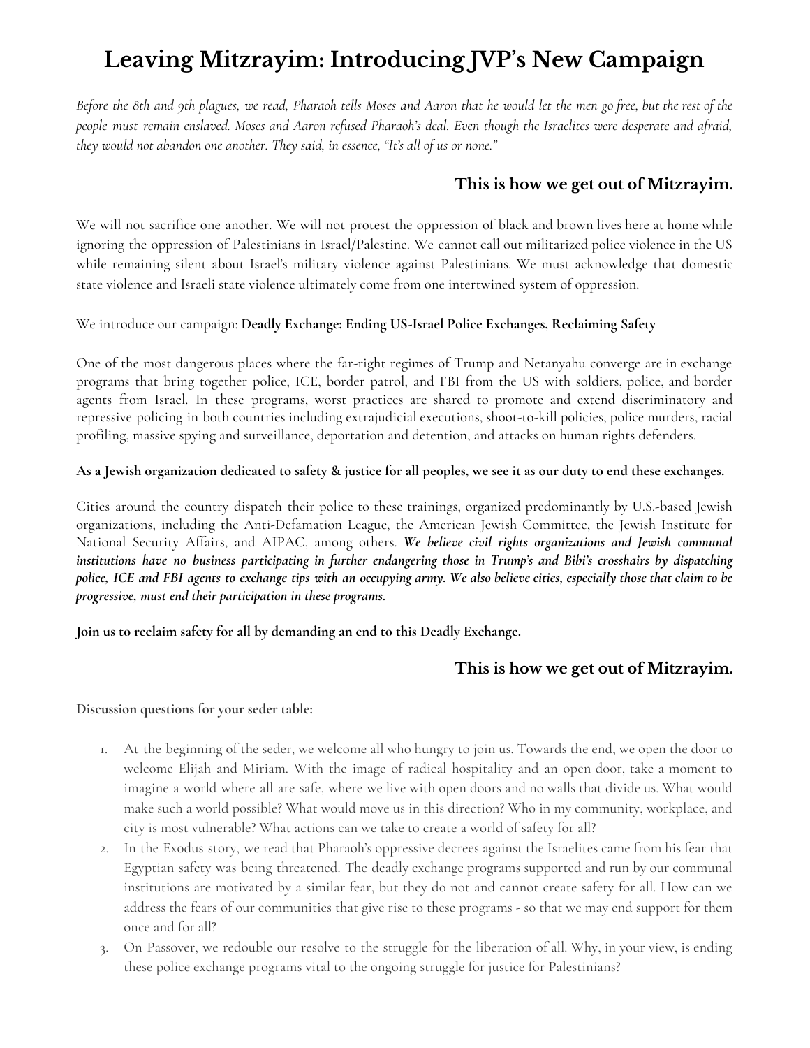# Leaving Mitzrayim: Introducing JVP's New Campaign

*Before the 8th and 9th plagues, we read, Pharaoh tells Moses and Aaron that he would let the men go free, but the rest of the people must remain enslaved. Moses and Aaron refused Pharaoh's deal. Even though the Israelites were desperate and afraid, they would not abandon one another. They said, in essence, "It's all of us or none."*

### This is how we get out of Mitzrayim.

We will not sacrifice one another. We will not protest the oppression of black and brown lives here at home while ignoring the oppression of Palestinians in Israel/Palestine. We cannot call out militarized police violence in the US while remaining silent about Israel's military violence against Palestinians. We must acknowledge that domestic state violence and Israeli state violence ultimately come from one intertwined system of oppression.

We introduce our campaign: **Deadly Exchange: Ending US-Israel Police Exchanges, Reclaiming Safety**

One of the most dangerous places where the far-right regimes of Trump and Netanyahu converge are in exchange programs that bring together police, ICE, border patrol, and FBI from the US with soldiers, police, and border agents from Israel. In these programs, worst practices are shared to promote and extend discriminatory and repressive policing in both countries including extrajudicial executions, shoot-to-kill policies, police murders, racial profiling, massive spying and surveillance, deportation and detention, and attacks on human rights defenders.

**As a Jewish organization dedicated to safety & justice for all peoples, we see it as our duty to end these exchanges.**

Cities around the country dispatch their police to these trainings, organized predominantly by U.S.-based Jewish organizations, including the Anti-Defamation League, the American Jewish Committee, the Jewish Institute for National Security Affairs, and AIPAC, among others. ***We believe civil rights organizations and Jewish communal institutions have no business participating in further endangering those in Trump's and Bibi's crosshairs by dispatching police, ICE and FBI agents to exchange tips with an occupying army. We also believe cities, especially those that claim to be progressive, must end their participation in these programs.***

**Join us to reclaim safety for all by demanding an end to this Deadly Exchange.**

### This is how we get out of Mitzrayim.

**Discussion questions for your seder table:**

1. At the beginning of the seder, we welcome all who hungry to join us. Towards the end, we open the door to welcome Elijah and Miriam. With the image of radical hospitality and an open door, take a moment to imagine a world where all are safe, where we live with open doors and no walls that divide us. What would make such a world possible? What would move us in this direction? Who in my community, workplace, and city is most vulnerable? What actions can we take to create a world of safety for all?
2. In the Exodus story, we read that Pharaoh's oppressive decrees against the Israelites came from his fear that Egyptian safety was being threatened. The deadly exchange programs supported and run by our communal institutions are motivated by a similar fear, but they do not and cannot create safety for all. How can we address the fears of our communities that give rise to these programs - so that we may end support for them once and for all?
3. On Passover, we redouble our resolve to the struggle for the liberation of all. Why, in your view, is ending these police exchange programs vital to the ongoing struggle for justice for Palestinians?